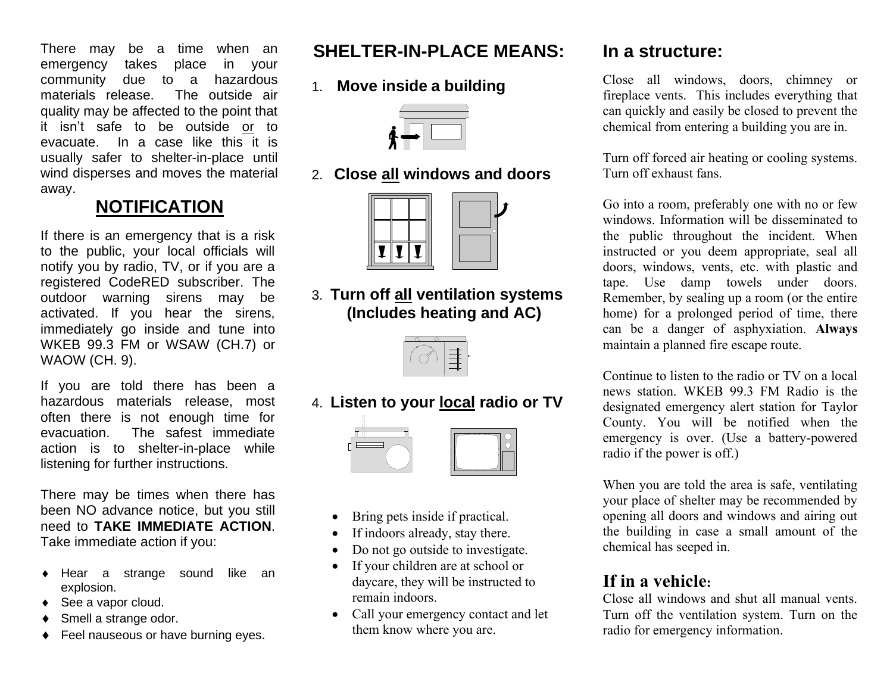There may be a time when an emergency takes place in your community due to a hazardous materials release. The outside air quality may be affected to the point that it isn't safe to be outside <u>or</u> to evacuate. In a case like this it is usually safer to shelter-in-place until wind disperses and moves the material away.

## NOTIFICATION

If there is an emergency that is a risk to the public, your local officials will notify you by radio, TV, or if you are a registered CodeRED subscriber. The outdoor warning sirens may be activated. If you hear the sirens, immediately go inside and tune into WKEB 99.3 FM or WSAW (CH.7) or WAOW (CH. 9).

If you are told there has been a hazardous materials release, most often there is not enough time for evacuation. The safest immediate action is to shelter-in-place while listening for further instructions.

There may be times when there has been NO advance notice, but you still need to **TAKE IMMEDIATE ACTION**. Take immediate action if you:

- Hear a strange sound like an explosion.
- See a vapor cloud.
- Smell a strange odor.
- Feel nauseous or have burning eyes.

## SHELTER-IN-PLACE MEANS:

1. **Move inside a building**
2. **Close <u>all</u> windows and doors**
3. **Turn off <u>all</u> ventilation systems (Includes heating and AC)**
4. **Listen to your <u>local</u> radio or TV**

- Bring pets inside if practical.
- If indoors already, stay there.
- Do not go outside to investigate.
- If your children are at school or daycare, they will be instructed to remain indoors.
- Call your emergency contact and let them know where you are.

## In a structure:

Close all windows, doors, chimney or fireplace vents. This includes everything that can quickly and easily be closed to prevent the chemical from entering a building you are in.

Turn off forced air heating or cooling systems. Turn off exhaust fans.

Go into a room, preferably one with no or few windows. Information will be disseminated to the public throughout the incident. When instructed or you deem appropriate, seal all doors, windows, vents, etc. with plastic and tape. Use damp towels under doors. Remember, by sealing up a room (or the entire home) for a prolonged period of time, there can be a danger of asphyxiation. **Always** maintain a planned fire escape route.

Continue to listen to the radio or TV on a local news station. WKEB 99.3 FM Radio is the designated emergency alert station for Taylor County. You will be notified when the emergency is over. (Use a battery-powered radio if the power is off.)

When you are told the area is safe, ventilating your place of shelter may be recommended by opening all doors and windows and airing out the building in case a small amount of the chemical has seeped in.

## If in a vehicle:

Close all windows and shut all manual vents. Turn off the ventilation system. Turn on the radio for emergency information.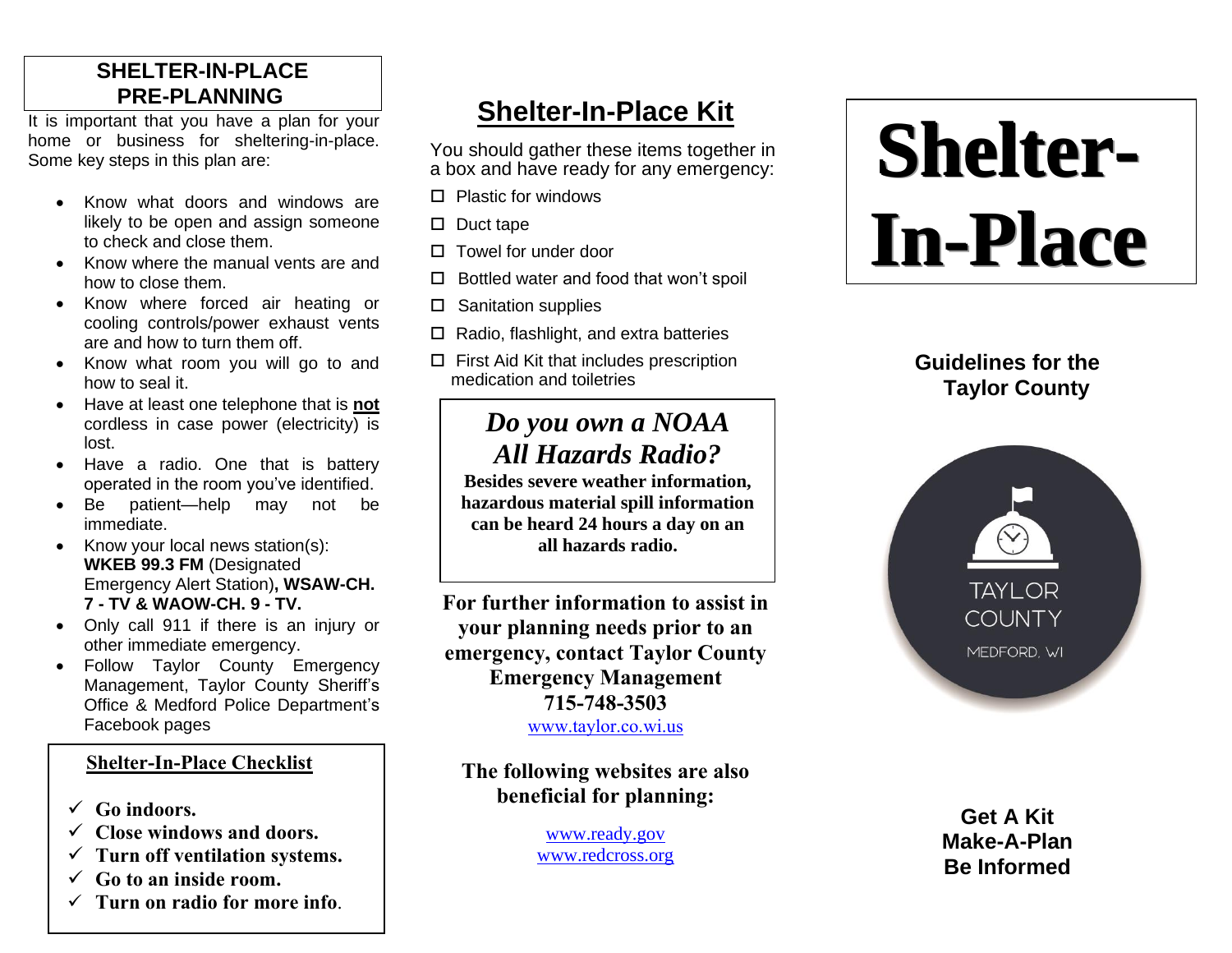## SHELTER-IN-PLACE PRE-PLANNING

It is important that you have a plan for your home or business for sheltering-in-place. Some key steps in this plan are:

- Know what doors and windows are likely to be open and assign someone to check and close them.
- Know where the manual vents are and how to close them.
- Know where forced air heating or cooling controls/power exhaust vents are and how to turn them off.
- Know what room you will go to and how to seal it.
- Have at least one telephone that is **not** cordless in case power (electricity) is lost.
- Have a radio. One that is battery operated in the room you've identified.
- Be patient—help may not be immediate.
- Know your local news station(s): **WKEB 99.3 FM** (Designated Emergency Alert Station)**, WSAW-CH. 7 - TV & WAOW-CH. 9 - TV.**
- Only call 911 if there is an injury or other immediate emergency.
- Follow Taylor County Emergency Management, Taylor County Sheriff's Office & Medford Police Department's Facebook pages

### Shelter-In-Place Checklist

- ✓ **Go indoors.**
- ✓ **Close windows and doors.**
- ✓ **Turn off ventilation systems.**
- ✓ **Go to an inside room.**
- ✓ **Turn on radio for more info.**

## Shelter-In-Place Kit

You should gather these items together in a box and have ready for any emergency:

- ☐ Plastic for windows
- ☐ Duct tape
- ☐ Towel for under door
- ☐ Bottled water and food that won't spoil
- ☐ Sanitation supplies
- ☐ Radio, flashlight, and extra batteries
- ☐ First Aid Kit that includes prescription medication and toiletries

### *Do you own a NOAA All Hazards Radio?*

**Besides severe weather information, hazardous material spill information can be heard 24 hours a day on an all hazards radio.**

**For further information to assist in your planning needs prior to an emergency, contact Taylor County Emergency Management 715-748-3503**

www.taylor.co.wi.us

**The following websites are also beneficial for planning:**

www.ready.gov
www.redcross.org

# Shelter-In-Place

**Guidelines for the Taylor County**

TAYLOR COUNTY
MEDFORD, WI

**Get A Kit**
**Make-A-Plan**
**Be Informed**